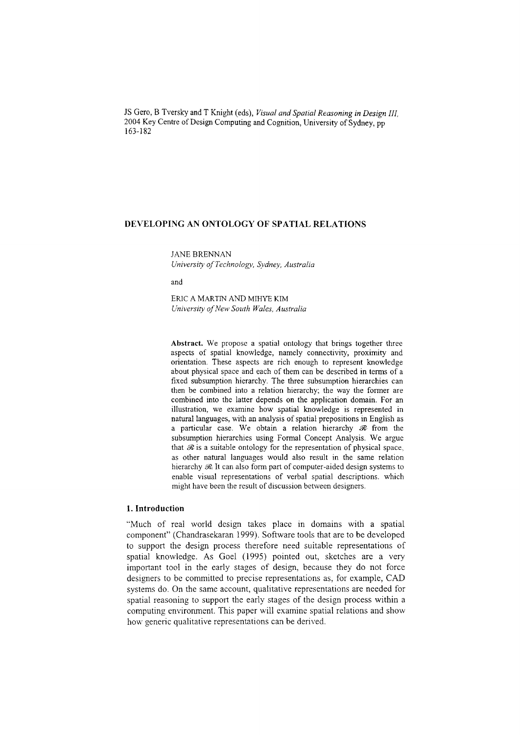JS Gero, B Tversky and T Knight (eds), *Visual and Spatial Reasoning in Design III*, 2004 Key Centre of Design Computing and Cognition, University of Sydney, pp 163-182

# DEVELOPING AN ONTOLOGY OF SPATIAL RELATIONS

JANE BRENNAN
*University of Technology, Sydney, Australia*

and

ERIC A MARTIN AND MIHYE KIM
*University of New South Wales, Australia*

**Abstract.** We propose a spatial ontology that brings together three aspects of spatial knowledge, namely connectivity, proximity and orientation. These aspects are rich enough to represent knowledge about physical space and each of them can be described in terms of a fixed subsumption hierarchy. The three subsumption hierarchies can then be combined into a relation hierarchy; the way the former are combined into the latter depends on the application domain. For an illustration, we examine how spatial knowledge is represented in natural languages, with an analysis of spatial prepositions in English as a particular case. We obtain a relation hierarchy $\mathscr{R}$ from the subsumption hierarchies using Formal Concept Analysis. We argue that $\mathscr{R}$ is a suitable ontology for the representation of physical space, as other natural languages would also result in the same relation hierarchy $\mathscr{R}$. It can also form part of computer-aided design systems to enable visual representations of verbal spatial descriptions, which might have been the result of discussion between designers.

## 1. Introduction

"Much of real world design takes place in domains with a spatial component" (Chandrasekaran 1999). Software tools that are to be developed to support the design process therefore need suitable representations of spatial knowledge. As Goel (1995) pointed out, sketches are a very important tool in the early stages of design, because they do not force designers to be committed to precise representations as, for example, CAD systems do. On the same account, qualitative representations are needed for spatial reasoning to support the early stages of the design process within a computing environment. This paper will examine spatial relations and show how generic qualitative representations can be derived.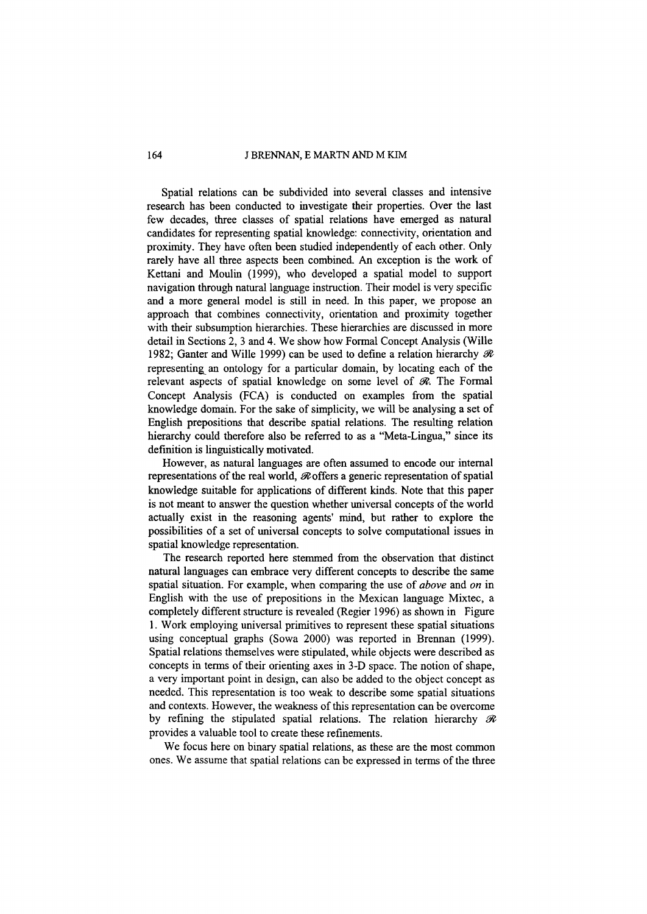Spatial relations can be subdivided into several classes and intensive research has been conducted to investigate their properties. Over the last few decades, three classes of spatial relations have emerged as natural candidates for representing spatial knowledge: connectivity, orientation and proximity. They have often been studied independently of each other. Only rarely have all three aspects been combined. An exception is the work of Kettani and Moulin (1999), who developed a spatial model to support navigation through natural language instruction. Their model is very specific and a more general model is still in need. In this paper, we propose an approach that combines connectivity, orientation and proximity together with their subsumption hierarchies. These hierarchies are discussed in more detail in Sections 2, 3 and 4. We show how Formal Concept Analysis (Wille 1982; Ganter and Wille 1999) can be used to define a relation hierarchy $\mathscr{R}$ representing an ontology for a particular domain, by locating each of the relevant aspects of spatial knowledge on some level of $\mathscr{R}$. The Formal Concept Analysis (FCA) is conducted on examples from the spatial knowledge domain. For the sake of simplicity, we will be analysing a set of English prepositions that describe spatial relations. The resulting relation hierarchy could therefore also be referred to as a "Meta-Lingua," since its definition is linguistically motivated.

However, as natural languages are often assumed to encode our internal representations of the real world, $\mathscr{R}$ offers a generic representation of spatial knowledge suitable for applications of different kinds. Note that this paper is not meant to answer the question whether universal concepts of the world actually exist in the reasoning agents' mind, but rather to explore the possibilities of a set of universal concepts to solve computational issues in spatial knowledge representation.

The research reported here stemmed from the observation that distinct natural languages can embrace very different concepts to describe the same spatial situation. For example, when comparing the use of *above* and *on* in English with the use of prepositions in the Mexican language Mixtec, a completely different structure is revealed (Regier 1996) as shown in Figure 1. Work employing universal primitives to represent these spatial situations using conceptual graphs (Sowa 2000) was reported in Brennan (1999). Spatial relations themselves were stipulated, while objects were described as concepts in terms of their orienting axes in 3-D space. The notion of shape, a very important point in design, can also be added to the object concept as needed. This representation is too weak to describe some spatial situations and contexts. However, the weakness of this representation can be overcome by refining the stipulated spatial relations. The relation hierarchy $\mathscr{R}$ provides a valuable tool to create these refinements.

We focus here on binary spatial relations, as these are the most common ones. We assume that spatial relations can be expressed in terms of the three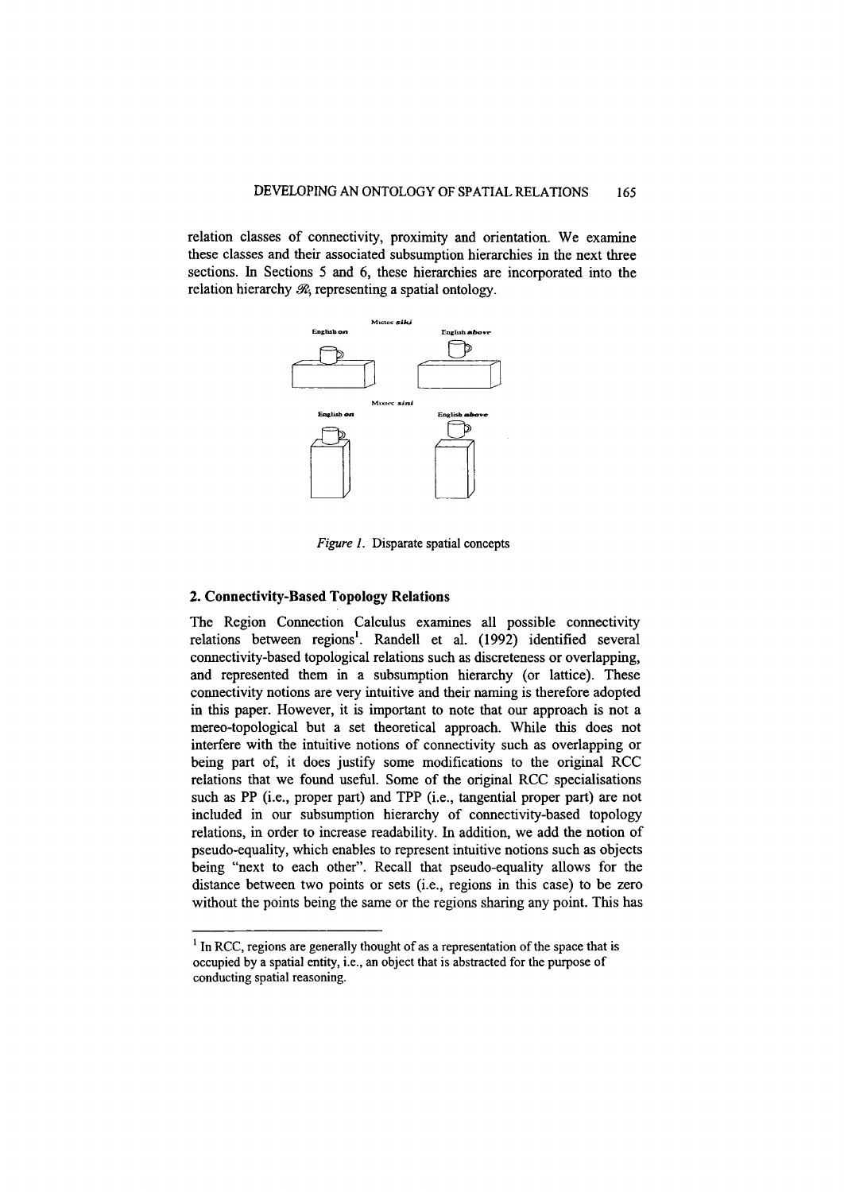relation classes of connectivity, proximity and orientation. We examine these classes and their associated subsumption hierarchies in the next three sections. In Sections 5 and 6, these hierarchies are incorporated into the relation hierarchy $\mathscr{R}$, representing a spatial ontology.

Mixtec *siki*

English *on* English *above*

Mixtec *sini*

English *on* English *above*

*Figure 1.* Disparate spatial concepts

## 2. Connectivity-Based Topology Relations

The Region Connection Calculus examines all possible connectivity relations between regions[1]. Randell et al. (1992) identified several connectivity-based topological relations such as discreteness or overlapping, and represented them in a subsumption hierarchy (or lattice). These connectivity notions are very intuitive and their naming is therefore adopted in this paper. However, it is important to note that our approach is not a mereo-topological but a set theoretical approach. While this does not interfere with the intuitive notions of connectivity such as overlapping or being part of, it does justify some modifications to the original RCC relations that we found useful. Some of the original RCC specialisations such as PP (i.e., proper part) and TPP (i.e., tangential proper part) are not included in our subsumption hierarchy of connectivity-based topology relations, in order to increase readability. In addition, we add the notion of pseudo-equality, which enables to represent intuitive notions such as objects being "next to each other". Recall that pseudo-equality allows for the distance between two points or sets (i.e., regions in this case) to be zero without the points being the same or the regions sharing any point. This has

[1] In RCC, regions are generally thought of as a representation of the space that is occupied by a spatial entity, i.e., an object that is abstracted for the purpose of conducting spatial reasoning.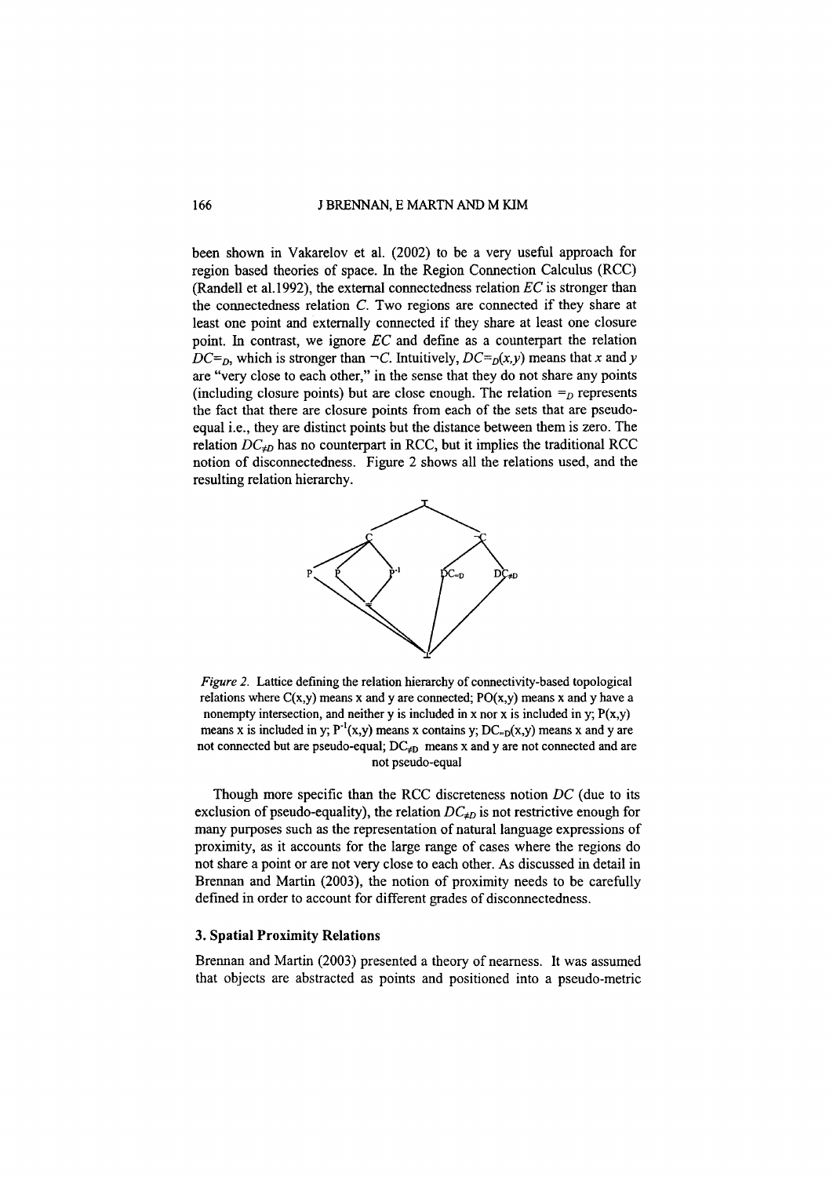been shown in Vakarelov et al. (2002) to be a very useful approach for region based theories of space. In the Region Connection Calculus (RCC) (Randell et al.1992), the external connectedness relation *EC* is stronger than the connectedness relation *C*. Two regions are connected if they share at least one point and externally connected if they share at least one closure point. In contrast, we ignore *EC* and define as a counterpart the relation $DC_{=D}$, which is stronger than $\neg C$. Intuitively, $DC_{=D}(x,y)$ means that *x* and *y* are "very close to each other," in the sense that they do not share any points (including closure points) but are close enough. The relation $=_D$ represents the fact that there are closure points from each of the sets that are pseudo-equal i.e., they are distinct points but the distance between them is zero. The relation $DC_{\neq D}$ has no counterpart in RCC, but it implies the traditional RCC notion of disconnectedness. Figure 2 shows all the relations used, and the resulting relation hierarchy.

*Figure 2.* Lattice defining the relation hierarchy of connectivity-based topological relations where C(x,y) means x and y are connected; PO(x,y) means x and y have a nonempty intersection, and neither y is included in x nor x is included in y; P(x,y) means x is included in y; $P^{-1}(x,y)$ means x contains y; $DC_{=D}(x,y)$ means x and y are not connected but are pseudo-equal; $DC_{\neq D}$ means x and y are not connected and are not pseudo-equal

Though more specific than the RCC discreteness notion *DC* (due to its exclusion of pseudo-equality), the relation $DC_{\neq D}$ is not restrictive enough for many purposes such as the representation of natural language expressions of proximity, as it accounts for the large range of cases where the regions do not share a point or are not very close to each other. As discussed in detail in Brennan and Martin (2003), the notion of proximity needs to be carefully defined in order to account for different grades of disconnectedness.

## 3. Spatial Proximity Relations

Brennan and Martin (2003) presented a theory of nearness. It was assumed that objects are abstracted as points and positioned into a pseudo-metric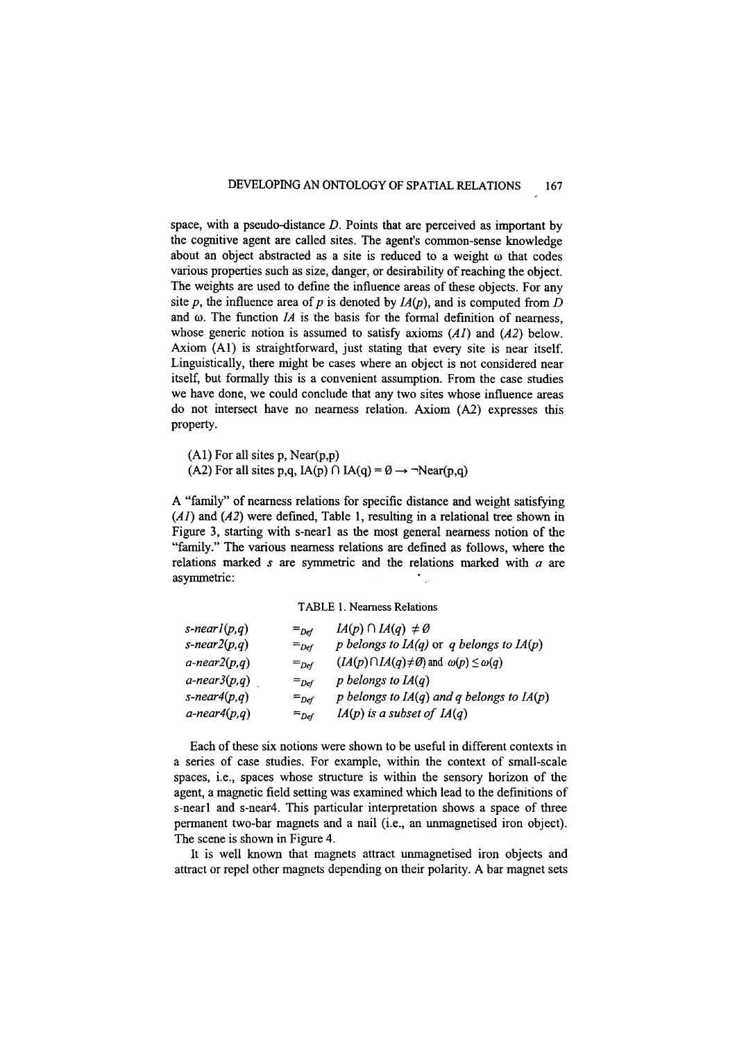space, with a pseudo-distance $D$. Points that are perceived as important by the cognitive agent are called sites. The agent's common-sense knowledge about an object abstracted as a site is reduced to a weight $\omega$ that codes various properties such as size, danger, or desirability of reaching the object. The weights are used to define the influence areas of these objects. For any site $p$, the influence area of $p$ is denoted by $IA(p)$, and is computed from $D$ and $\omega$. The function $IA$ is the basis for the formal definition of nearness, whose generic notion is assumed to satisfy axioms (*A1*) and (*A2*) below. Axiom (A1) is straightforward, just stating that every site is near itself. Linguistically, there might be cases where an object is not considered near itself, but formally this is a convenient assumption. From the case studies we have done, we could conclude that any two sites whose influence areas do not intersect have no nearness relation. Axiom (A2) expresses this property.

(A1) For all sites p, Near(p,p)
(A2) For all sites p,q, $IA(p) \cap IA(q) = \emptyset \rightarrow \neg Near(p,q)$

A "family" of nearness relations for specific distance and weight satisfying (*A1*) and (*A2*) were defined, Table 1, resulting in a relational tree shown in Figure 3, starting with s-near1 as the most general nearness notion of the "family." The various nearness relations are defined as follows, where the relations marked *s* are symmetric and the relations marked with *a* are asymmetric:

TABLE 1. Nearness Relations

| | | |
|---|---|---|
| *s-near1(p,q)* | $=_{Def}$ | $IA(p) \cap IA(q) \neq \emptyset$ |
| *s-near2(p,q)* | $=_{Def}$ | *p belongs to IA(q)* or *q belongs to IA(p)* |
| *a-near2(p,q)* | $=_{Def}$ | $(IA(p) \cap IA(q) \neq \emptyset)$ and $\omega(p) \leq \omega(q)$ |
| *a-near3(p,q)* | $=_{Def}$ | *p belongs to IA(q)* |
| *s-near4(p,q)* | $=_{Def}$ | *p belongs to IA(q) and q belongs to IA(p)* |
| *a-near4(p,q)* | $=_{Def}$ | *IA(p) is a subset of IA(q)* |

Each of these six notions were shown to be useful in different contexts in a series of case studies. For example, within the context of small-scale spaces, i.e., spaces whose structure is within the sensory horizon of the agent, a magnetic field setting was examined which lead to the definitions of s-near1 and s-near4. This particular interpretation shows a space of three permanent two-bar magnets and a nail (i.e., an unmagnetised iron object). The scene is shown in Figure 4.

It is well known that magnets attract unmagnetised iron objects and attract or repel other magnets depending on their polarity. A bar magnet sets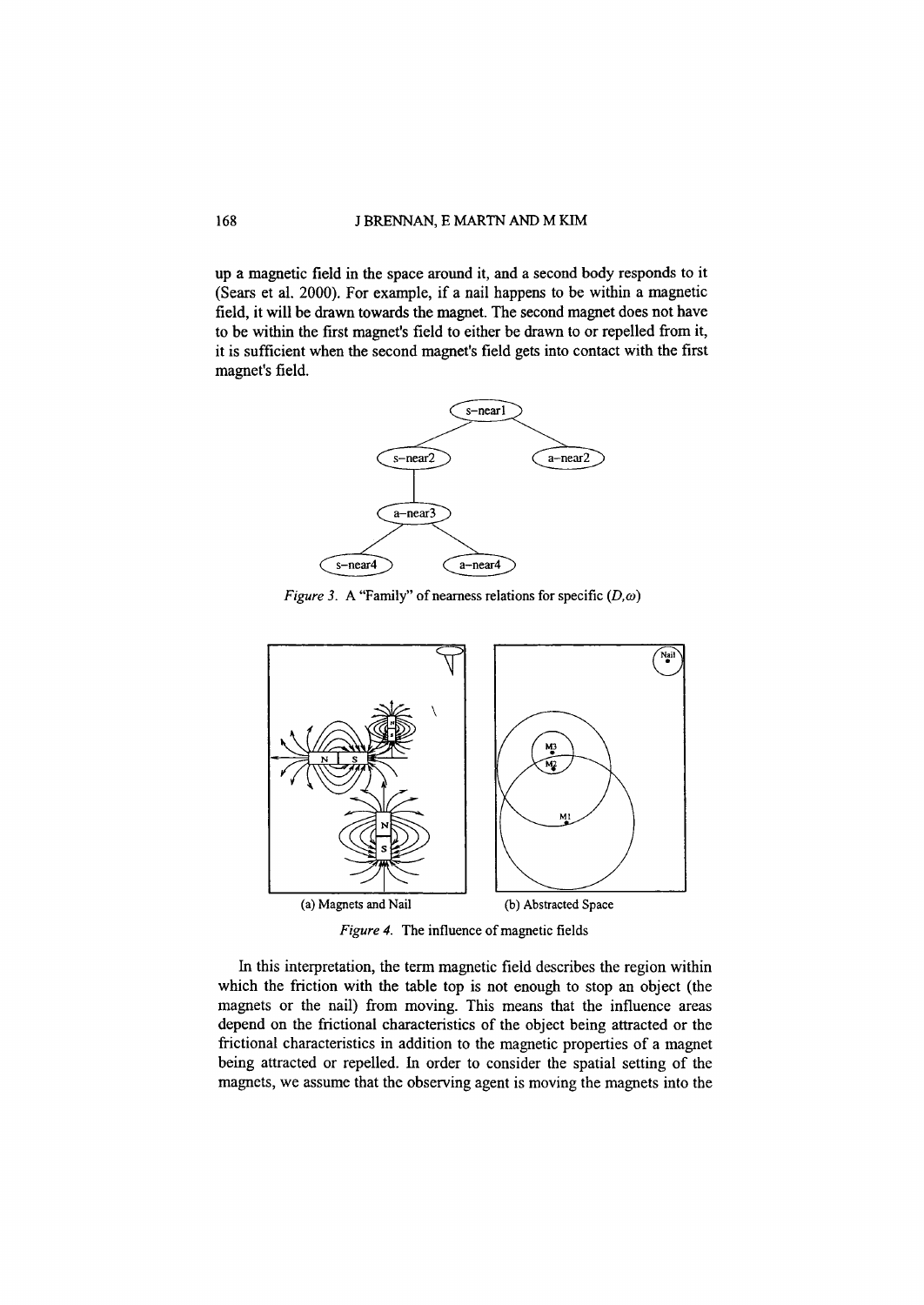up a magnetic field in the space around it, and a second body responds to it (Sears et al. 2000). For example, if a nail happens to be within a magnetic field, it will be drawn towards the magnet. The second magnet does not have to be within the first magnet's field to either be drawn to or repelled from it, it is sufficient when the second magnet's field gets into contact with the first magnet's field.

*Figure 3.* A "Family" of nearness relations for specific $(D,\omega)$

(a) Magnets and Nail

(b) Abstracted Space

*Figure 4.* The influence of magnetic fields

In this interpretation, the term magnetic field describes the region within which the friction with the table top is not enough to stop an object (the magnets or the nail) from moving. This means that the influence areas depend on the frictional characteristics of the object being attracted or the frictional characteristics in addition to the magnetic properties of a magnet being attracted or repelled. In order to consider the spatial setting of the magnets, we assume that the observing agent is moving the magnets into the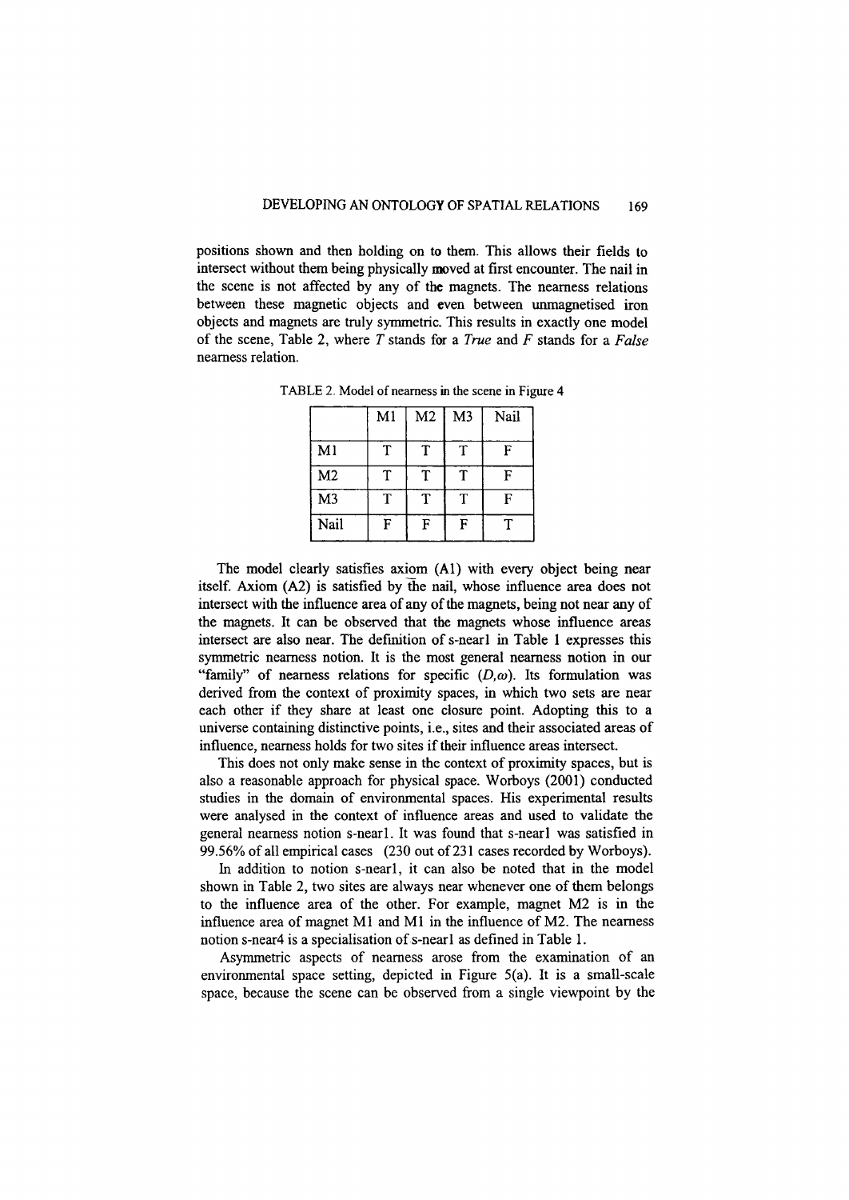positions shown and then holding on to them. This allows their fields to intersect without them being physically moved at first encounter. The nail in the scene is not affected by any of the magnets. The nearness relations between these magnetic objects and even between unmagnetised iron objects and magnets are truly symmetric. This results in exactly one model of the scene, Table 2, where *T* stands for a *True* and *F* stands for a *False* nearness relation.

TABLE 2. Model of nearness in the scene in Figure 4

| | M1 | M2 | M3 | Nail |
|---|---|---|---|---|
| M1 | T | T | T | F |
| M2 | T | T | T | F |
| M3 | T | T | T | F |
| Nail | F | F | F | T |

The model clearly satisfies axiom (A1) with every object being near itself. Axiom (A2) is satisfied by the nail, whose influence area does not intersect with the influence area of any of the magnets, being not near any of the magnets. It can be observed that the magnets whose influence areas intersect are also near. The definition of s-near1 in Table 1 expresses this symmetric nearness notion. It is the most general nearness notion in our "family" of nearness relations for specific $(D,\omega)$. Its formulation was derived from the context of proximity spaces, in which two sets are near each other if they share at least one closure point. Adopting this to a universe containing distinctive points, i.e., sites and their associated areas of influence, nearness holds for two sites if their influence areas intersect.

This does not only make sense in the context of proximity spaces, but is also a reasonable approach for physical space. Worboys (2001) conducted studies in the domain of environmental spaces. His experimental results were analysed in the context of influence areas and used to validate the general nearness notion s-near1. It was found that s-near1 was satisfied in 99.56% of all empirical cases (230 out of 231 cases recorded by Worboys).

In addition to notion s-near1, it can also be noted that in the model shown in Table 2, two sites are always near whenever one of them belongs to the influence area of the other. For example, magnet M2 is in the influence area of magnet M1 and M1 in the influence of M2. The nearness notion s-near4 is a specialisation of s-near1 as defined in Table 1.

Asymmetric aspects of nearness arose from the examination of an environmental space setting, depicted in Figure 5(a). It is a small-scale space, because the scene can be observed from a single viewpoint by the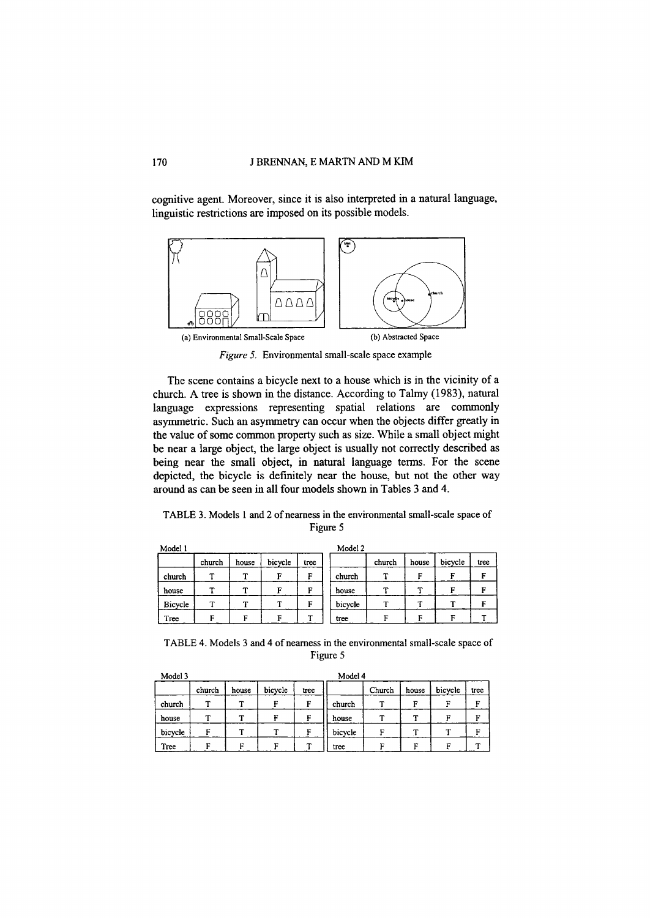cognitive agent. Moreover, since it is also interpreted in a natural language, linguistic restrictions are imposed on its possible models.

(a) Environmental Small-Scale Space

(b) Abstracted Space

*Figure 5.* Environmental small-scale space example

The scene contains a bicycle next to a house which is in the vicinity of a church. A tree is shown in the distance. According to Talmy (1983), natural language expressions representing spatial relations are commonly asymmetric. Such an asymmetry can occur when the objects differ greatly in the value of some common property such as size. While a small object might be near a large object, the large object is usually not correctly described as being near the small object, in natural language terms. For the scene depicted, the bicycle is definitely near the house, but not the other way around as can be seen in all four models shown in Tables 3 and 4.

TABLE 3. Models 1 and 2 of nearness in the environmental small-scale space of Figure 5

Model 1

| | church | house | bicycle | tree |
|---|---|---|---|---|
| church | T | T | F | F |
| house | T | T | F | F |
| Bicycle | T | T | T | F |
| Tree | F | F | F | T |

Model 2

| | church | house | bicycle | tree |
|---|---|---|---|---|
| church | T | F | F | F |
| house | T | T | F | F |
| bicycle | T | T | T | F |
| tree | F | F | F | T |

TABLE 4. Models 3 and 4 of nearness in the environmental small-scale space of Figure 5

Model 3

| | church | house | bicycle | tree |
|---|---|---|---|---|
| church | T | T | F | F |
| house | T | T | F | F |
| bicycle | F | T | T | F |
| Tree | F | F | F | T |

Model 4

| | Church | house | bicycle | tree |
|---|---|---|---|---|
| church | T | F | F | F |
| house | T | T | F | F |
| bicycle | F | T | T | F |
| tree | F | F | F | T |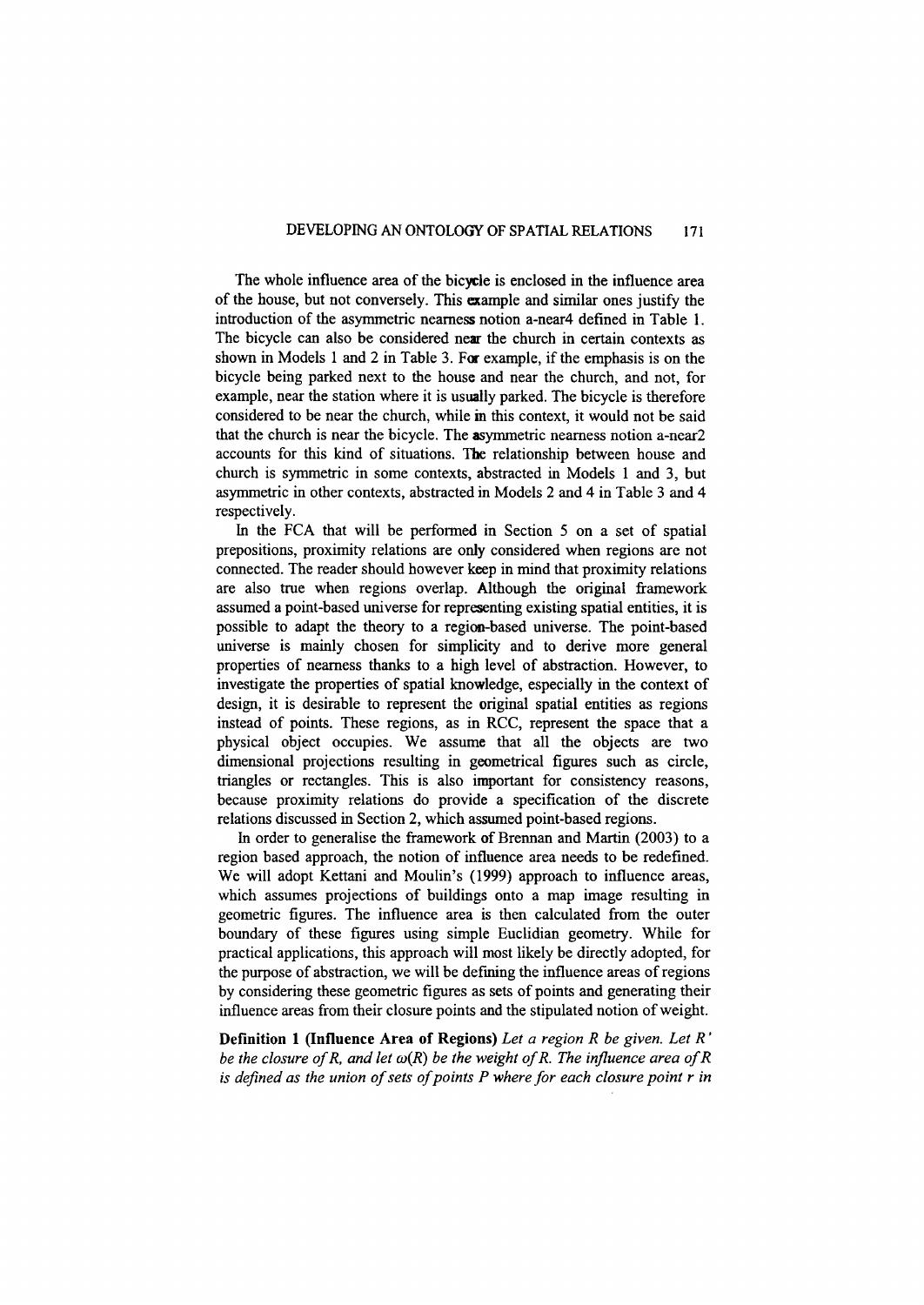The whole influence area of the bicycle is enclosed in the influence area of the house, but not conversely. This example and similar ones justify the introduction of the asymmetric nearness notion a-near4 defined in Table 1. The bicycle can also be considered near the church in certain contexts as shown in Models 1 and 2 in Table 3. For example, if the emphasis is on the bicycle being parked next to the house and near the church, and not, for example, near the station where it is usually parked. The bicycle is therefore considered to be near the church, while in this context, it would not be said that the church is near the bicycle. The asymmetric nearness notion a-near2 accounts for this kind of situations. The relationship between house and church is symmetric in some contexts, abstracted in Models 1 and 3, but asymmetric in other contexts, abstracted in Models 2 and 4 in Table 3 and 4 respectively.

In the FCA that will be performed in Section 5 on a set of spatial prepositions, proximity relations are only considered when regions are not connected. The reader should however keep in mind that proximity relations are also true when regions overlap. Although the original framework assumed a point-based universe for representing existing spatial entities, it is possible to adapt the theory to a region-based universe. The point-based universe is mainly chosen for simplicity and to derive more general properties of nearness thanks to a high level of abstraction. However, to investigate the properties of spatial knowledge, especially in the context of design, it is desirable to represent the original spatial entities as regions instead of points. These regions, as in RCC, represent the space that a physical object occupies. We assume that all the objects are two dimensional projections resulting in geometrical figures such as circle, triangles or rectangles. This is also important for consistency reasons, because proximity relations do provide a specification of the discrete relations discussed in Section 2, which assumed point-based regions.

In order to generalise the framework of Brennan and Martin (2003) to a region based approach, the notion of influence area needs to be redefined. We will adopt Kettani and Moulin's (1999) approach to influence areas, which assumes projections of buildings onto a map image resulting in geometric figures. The influence area is then calculated from the outer boundary of these figures using simple Euclidian geometry. While for practical applications, this approach will most likely be directly adopted, for the purpose of abstraction, we will be defining the influence areas of regions by considering these geometric figures as sets of points and generating their influence areas from their closure points and the stipulated notion of weight.

**Definition 1 (Influence Area of Regions)** *Let a region $R$ be given. Let $R'$ be the closure of $R$, and let $\omega(R)$ be the weight of $R$. The influence area of $R$ is defined as the union of sets of points $P$ where for each closure point $r$ in*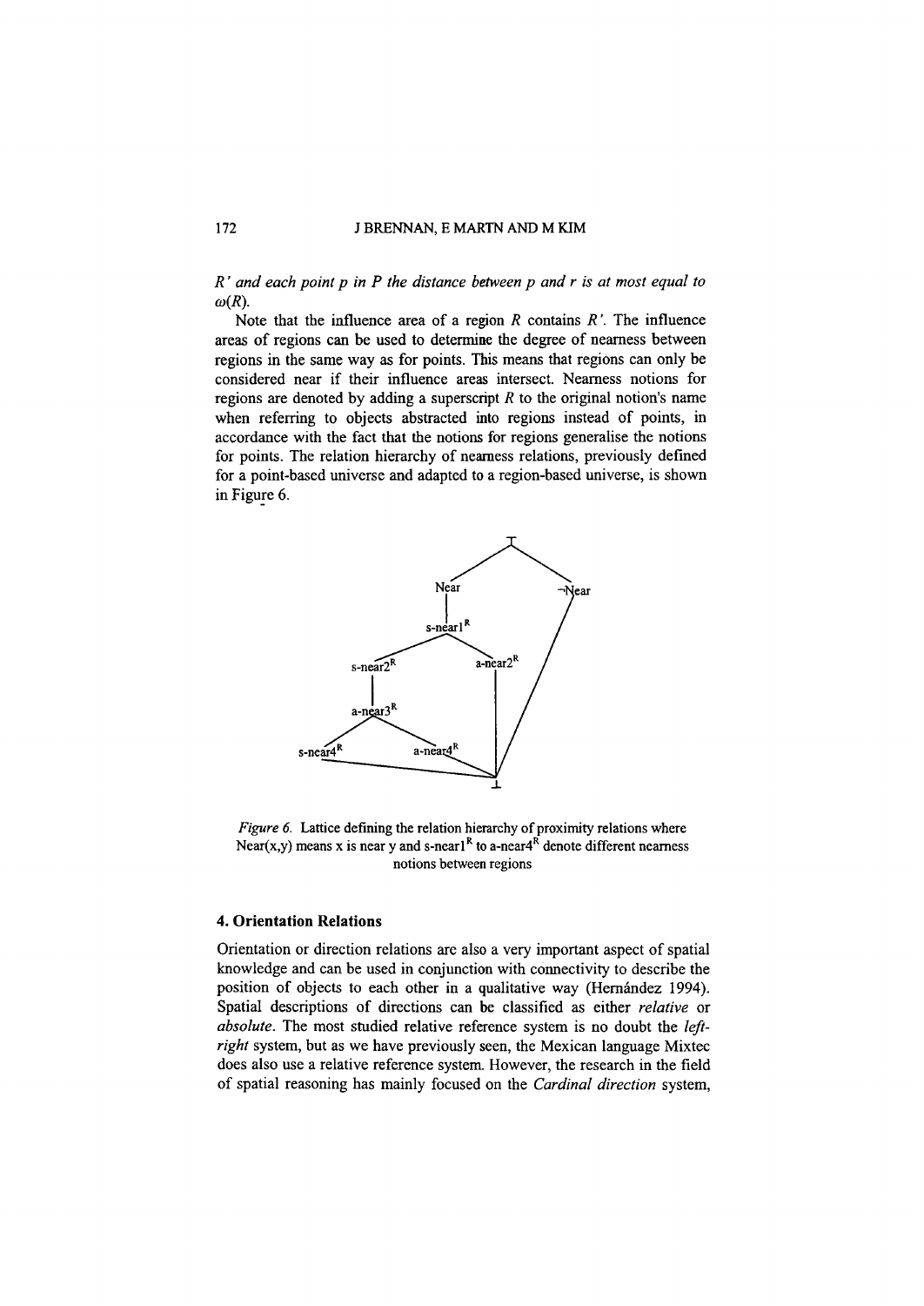*$R'$ and each point $p$ in $P$ the distance between $p$ and $r$ is at most equal to $\omega(R)$.*

Note that the influence area of a region $R$ contains $R'$. The influence areas of regions can be used to determine the degree of nearness between regions in the same way as for points. This means that regions can only be considered near if their influence areas intersect. Nearness notions for regions are denoted by adding a superscript $R$ to the original notion's name when referring to objects abstracted into regions instead of points, in accordance with the fact that the notions for regions generalise the notions for points. The relation hierarchy of nearness relations, previously defined for a point-based universe and adapted to a region-based universe, is shown in Figure 6.

*Figure 6.* Lattice defining the relation hierarchy of proximity relations where Near(x,y) means x is near y and s-near1$^R$ to a-near4$^R$ denote different nearness notions between regions

## 4. Orientation Relations

Orientation or direction relations are also a very important aspect of spatial knowledge and can be used in conjunction with connectivity to describe the position of objects to each other in a qualitative way (Hernández 1994). Spatial descriptions of directions can be classified as either *relative* or *absolute*. The most studied relative reference system is no doubt the *left-right* system, but as we have previously seen, the Mexican language Mixtec does also use a relative reference system. However, the research in the field of spatial reasoning has mainly focused on the *Cardinal direction* system,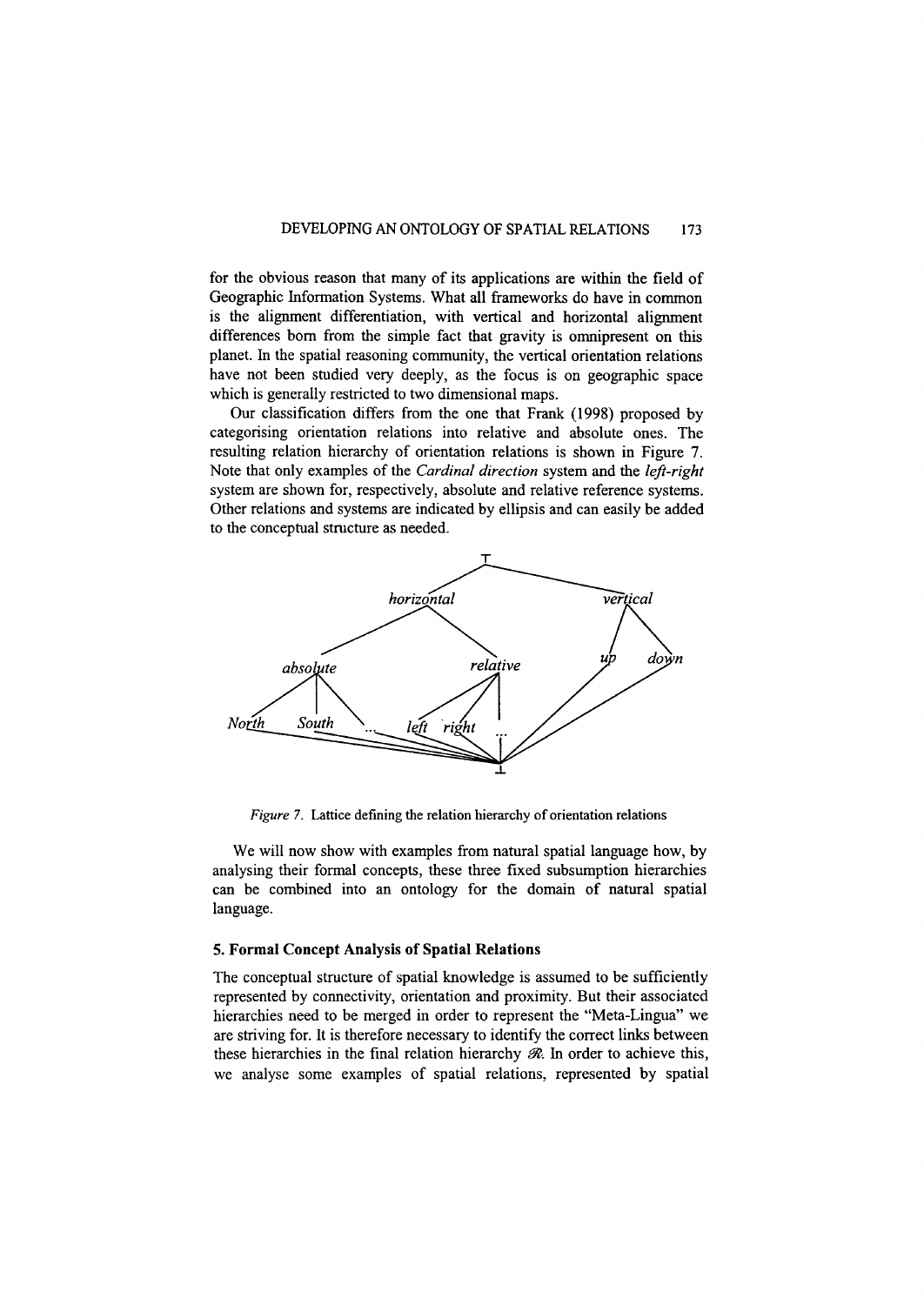for the obvious reason that many of its applications are within the field of Geographic Information Systems. What all frameworks do have in common is the alignment differentiation, with vertical and horizontal alignment differences born from the simple fact that gravity is omnipresent on this planet. In the spatial reasoning community, the vertical orientation relations have not been studied very deeply, as the focus is on geographic space which is generally restricted to two dimensional maps.

Our classification differs from the one that Frank (1998) proposed by categorising orientation relations into relative and absolute ones. The resulting relation hierarchy of orientation relations is shown in Figure 7. Note that only examples of the *Cardinal direction* system and the *left-right* system are shown for, respectively, absolute and relative reference systems. Other relations and systems are indicated by ellipsis and can easily be added to the conceptual structure as needed.

*Figure 7.* Lattice defining the relation hierarchy of orientation relations

We will now show with examples from natural spatial language how, by analysing their formal concepts, these three fixed subsumption hierarchies can be combined into an ontology for the domain of natural spatial language.

## 5. Formal Concept Analysis of Spatial Relations

The conceptual structure of spatial knowledge is assumed to be sufficiently represented by connectivity, orientation and proximity. But their associated hierarchies need to be merged in order to represent the "Meta-Lingua" we are striving for. It is therefore necessary to identify the correct links between these hierarchies in the final relation hierarchy $\mathcal{R}$. In order to achieve this, we analyse some examples of spatial relations, represented by spatial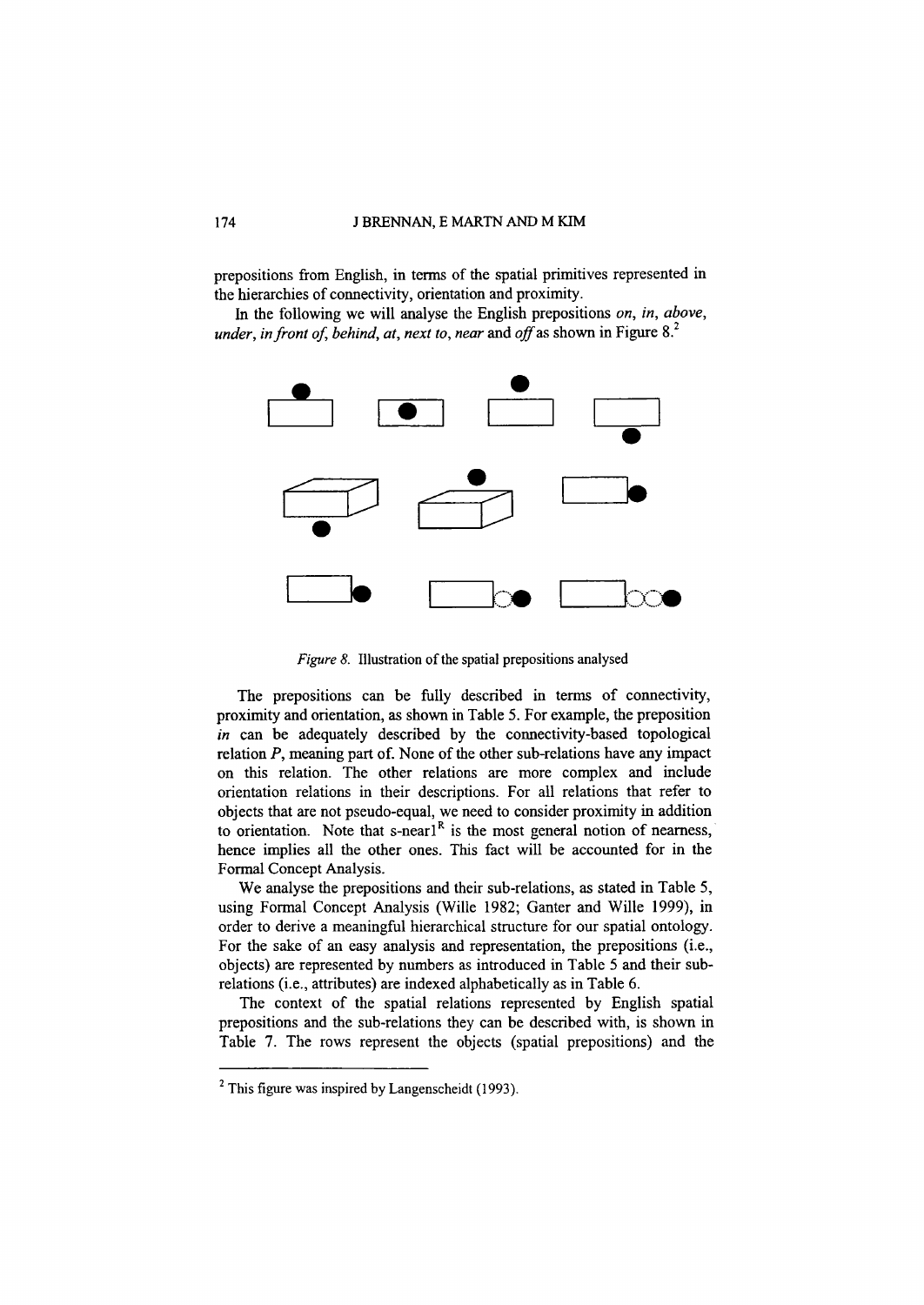prepositions from English, in terms of the spatial primitives represented in the hierarchies of connectivity, orientation and proximity.

In the following we will analyse the English prepositions *on*, *in*, *above*, *under*, *in front of*, *behind*, *at*, *next to*, *near* and *off* as shown in Figure 8.[2]

*Figure 8.* Illustration of the spatial prepositions analysed

The prepositions can be fully described in terms of connectivity, proximity and orientation, as shown in Table 5. For example, the preposition *in* can be adequately described by the connectivity-based topological relation *P*, meaning part of. None of the other sub-relations have any impact on this relation. The other relations are more complex and include orientation relations in their descriptions. For all relations that refer to objects that are not pseudo-equal, we need to consider proximity in addition to orientation. Note that s-near$1^R$ is the most general notion of nearness, hence implies all the other ones. This fact will be accounted for in the Formal Concept Analysis.

We analyse the prepositions and their sub-relations, as stated in Table 5, using Formal Concept Analysis (Wille 1982; Ganter and Wille 1999), in order to derive a meaningful hierarchical structure for our spatial ontology. For the sake of an easy analysis and representation, the prepositions (i.e., objects) are represented by numbers as introduced in Table 5 and their sub-relations (i.e., attributes) are indexed alphabetically as in Table 6.

The context of the spatial relations represented by English spatial prepositions and the sub-relations they can be described with, is shown in Table 7. The rows represent the objects (spatial prepositions) and the

[2] This figure was inspired by Langenscheidt (1993).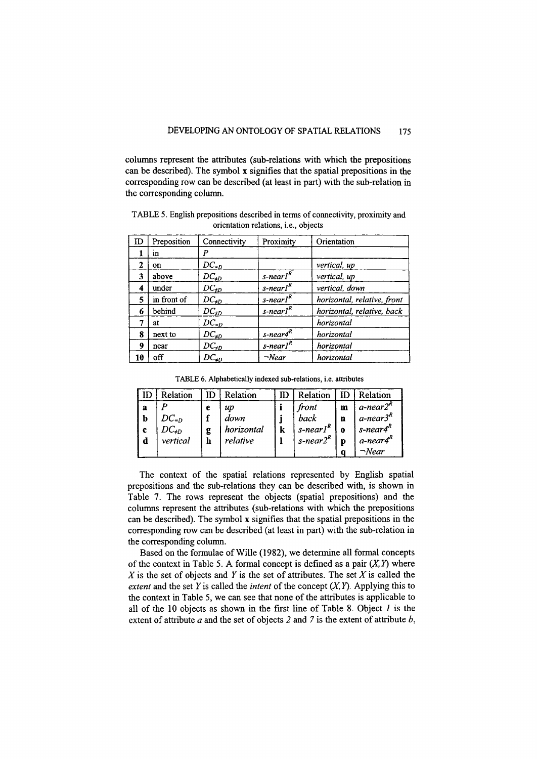columns represent the attributes (sub-relations with which the prepositions can be described). The symbol **x** signifies that the spatial prepositions in the corresponding row can be described (at least in part) with the sub-relation in the corresponding column.

TABLE 5. English prepositions described in terms of connectivity, proximity and orientation relations, i.e., objects

| ID | Preposition | Connectivity | Proximity | Orientation |
|---|---|---|---|---|
| 1 | in | $P$ | | |
| 2 | on | $DC_{=D}$ | | *vertical, up* |
| 3 | above | $DC_{\neq D}$ | $s\text{-}near1^R$ | *vertical, up* |
| 4 | under | $DC_{\neq D}$ | $s\text{-}near1^R$ | *vertical, down* |
| 5 | in front of | $DC_{\neq D}$ | $s\text{-}near1^R$ | *horizontal, relative, front* |
| 6 | behind | $DC_{\neq D}$ | $s\text{-}near1^R$ | *horizontal, relative, back* |
| 7 | at | $DC_{=D}$ | | *horizontal* |
| 8 | next to | $DC_{\neq D}$ | $s\text{-}near4^R$ | *horizontal* |
| 9 | near | $DC_{\neq D}$ | $s\text{-}near1^R$ | *horizontal* |
| 10 | off | $DC_{\neq D}$ | $\neg Near$ | *horizontal* |

TABLE 6. Alphabetically indexed sub-relations, i.e. attributes

| ID | Relation | ID | Relation | ID | Relation | ID | Relation |
|---|---|---|---|---|---|---|---|
| a | $P$ | e | *up* | i | *front* | m | $a\text{-}near2^R$ |
| b | $DC_{=D}$ | f | *down* | j | *back* | n | $a\text{-}near3^R$ |
| c | $DC_{\neq D}$ | g | *horizontal* | k | $s\text{-}near1^R$ | o | $s\text{-}near4^R$ |
| d | *vertical* | h | *relative* | l | $s\text{-}near2^R$ | p | $a\text{-}near4^R$ |
| | | | | | | q | $\neg Near$ |

The context of the spatial relations represented by English spatial prepositions and the sub-relations they can be described with, is shown in Table 7. The rows represent the objects (spatial prepositions) and the columns represent the attributes (sub-relations with which the prepositions can be described). The symbol **x** signifies that the spatial prepositions in the corresponding row can be described (at least in part) with the sub-relation in the corresponding column.

Based on the formulae of Wille (1982), we determine all formal concepts of the context in Table 5. A formal concept is defined as a pair $(X,Y)$ where $X$ is the set of objects and $Y$ is the set of attributes. The set $X$ is called the *extent* and the set $Y$ is called the *intent* of the concept $(X,Y)$. Applying this to the context in Table 5, we can see that none of the attributes is applicable to all of the 10 objects as shown in the first line of Table 8. Object *1* is the extent of attribute *a* and the set of objects *2* and *7* is the extent of attribute *b*,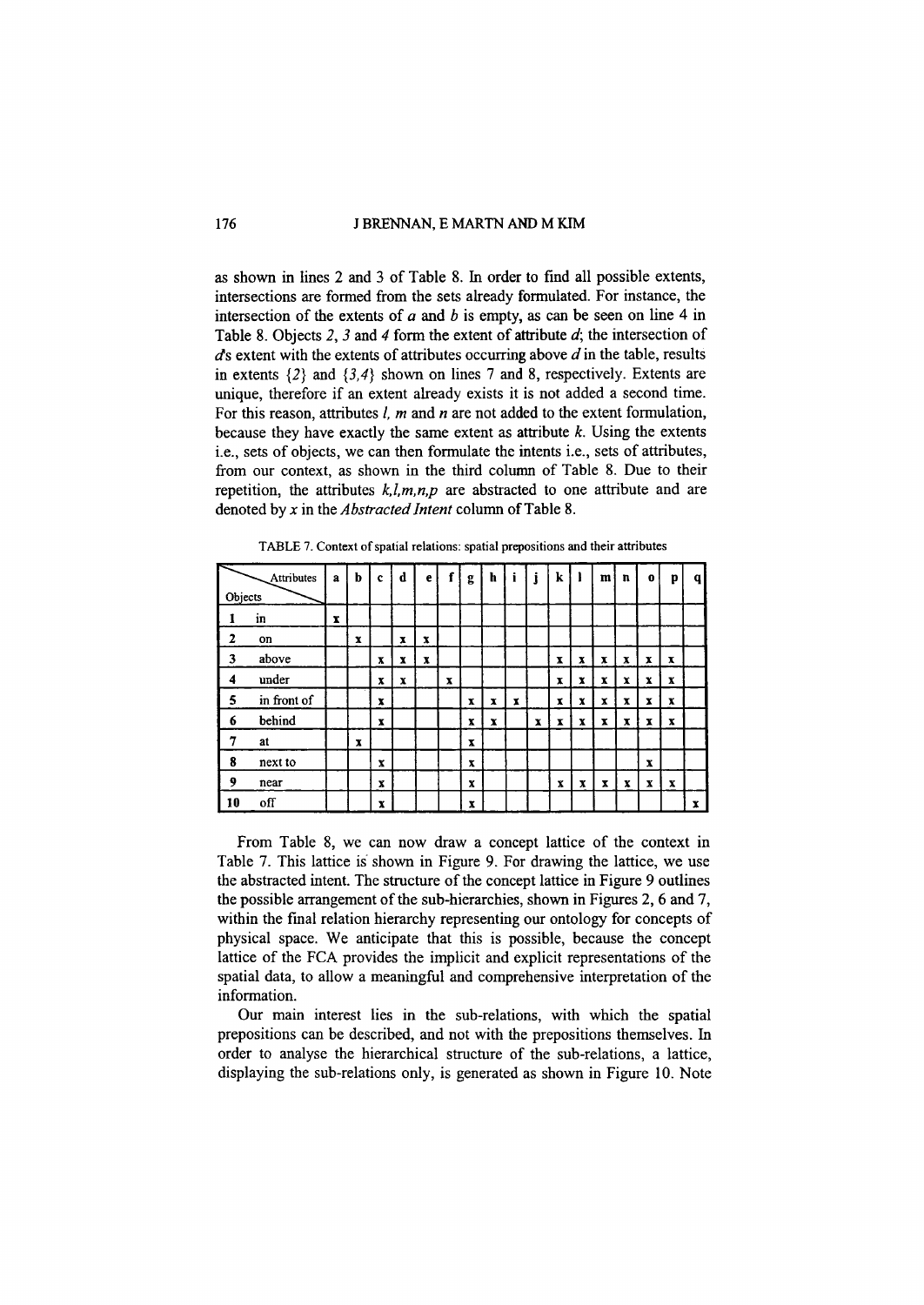as shown in lines 2 and 3 of Table 8. In order to find all possible extents, intersections are formed from the sets already formulated. For instance, the intersection of the extents of *a* and *b* is empty, as can be seen on line 4 in Table 8. Objects *2*, *3* and *4* form the extent of attribute *d*; the intersection of *d*'s extent with the extents of attributes occurring above *d* in the table, results in extents {*2*} and {*3,4*} shown on lines 7 and 8, respectively. Extents are unique, therefore if an extent already exists it is not added a second time. For this reason, attributes *l*, *m* and *n* are not added to the extent formulation, because they have exactly the same extent as attribute *k*. Using the extents i.e., sets of objects, we can then formulate the intents i.e., sets of attributes, from our context, as shown in the third column of Table 8. Due to their repetition, the attributes *k,l,m,n,p* are abstracted to one attribute and are denoted by *x* in the *Abstracted Intent* column of Table 8.

TABLE 7. Context of spatial relations: spatial prepositions and their attributes

| Objects \ Attributes | | a | b | c | d | e | f | g | h | i | j | k | l | m | n | o | p | q |
|---|---|---|---|---|---|---|---|---|---|---|---|---|---|---|---|---|---|---|
| 1 | in | x | | | | | | | | | | | | | | | | |
| 2 | on | | x | | x | x | | | | | | | | | | | | |
| 3 | above | | | x | x | x | | | | | | x | x | x | x | x | x | |
| 4 | under | | | x | x | | x | | | | | x | x | x | x | x | x | |
| 5 | in front of | | | x | | | | x | x | x | | x | x | x | x | x | x | |
| 6 | behind | | | x | | | | x | x | | x | x | x | x | x | x | x | |
| 7 | at | | x | | | | | x | | | | | | | | | | |
| 8 | next to | | | x | | | | x | | | | | | | | x | | |
| 9 | near | | | x | | | | x | | | | x | x | x | x | x | x | |
| 10 | off | | | x | | | | x | | | | | | | | | | x |

From Table 8, we can now draw a concept lattice of the context in Table 7. This lattice is shown in Figure 9. For drawing the lattice, we use the abstracted intent. The structure of the concept lattice in Figure 9 outlines the possible arrangement of the sub-hierarchies, shown in Figures 2, 6 and 7, within the final relation hierarchy representing our ontology for concepts of physical space. We anticipate that this is possible, because the concept lattice of the FCA provides the implicit and explicit representations of the spatial data, to allow a meaningful and comprehensive interpretation of the information.

Our main interest lies in the sub-relations, with which the spatial prepositions can be described, and not with the prepositions themselves. In order to analyse the hierarchical structure of the sub-relations, a lattice, displaying the sub-relations only, is generated as shown in Figure 10. Note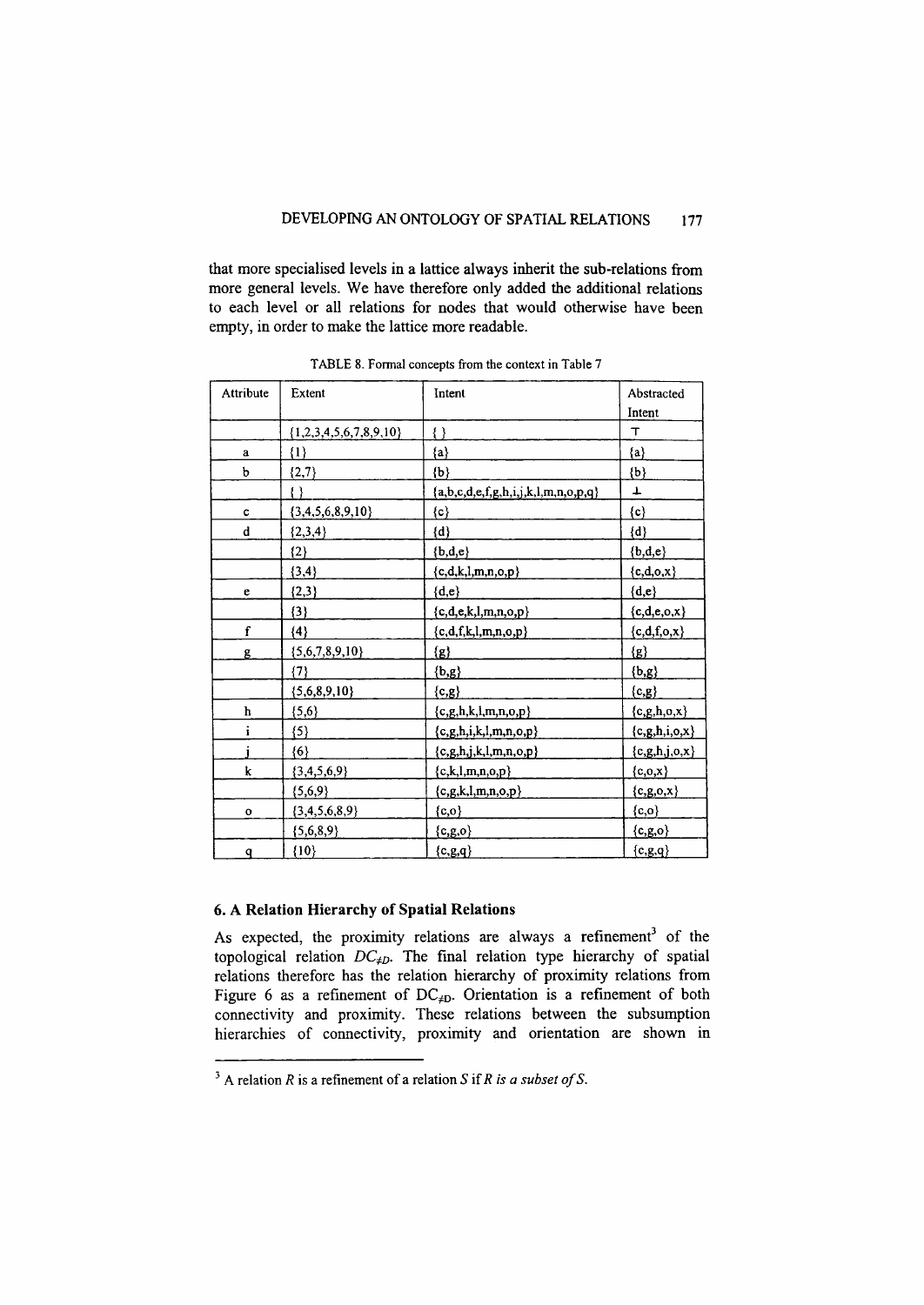that more specialised levels in a lattice always inherit the sub-relations from more general levels. We have therefore only added the additional relations to each level or all relations for nodes that would otherwise have been empty, in order to make the lattice more readable.

TABLE 8. Formal concepts from the context in Table 7

| Attribute | Extent | Intent | Abstracted Intent |
|---|---|---|---|
| | {1,2,3,4,5,6,7,8,9,10} | { } | ⊤ |
| a | {1} | {a} | {a} |
| b | {2,7} | {b} | {b} |
| | { } | {a,b,c,d,e,f,g,h,i,j,k,l,m,n,o,p,q} | ⊥ |
| c | {3,4,5,6,8,9,10} | {c} | {c} |
| d | {2,3,4} | {d} | {d} |
| | {2} | {b,d,e} | {b,d,e} |
| | {3,4} | {c,d,k,l,m,n,o,p} | {c,d,o,x} |
| e | {2,3} | {d,e} | {d,e} |
| | {3} | {c,d,e,k,l,m,n,o,p} | {c,d,e,o,x} |
| f | {4} | {c,d,f,k,l,m,n,o,p} | {c,d,f,o,x} |
| g | {5,6,7,8,9,10} | {g} | {g} |
| | {7} | {b,g} | {b,g} |
| | {5,6,8,9,10} | {c,g} | {c,g} |
| h | {5,6} | {c,g,h,k,l,m,n,o,p} | {c,g,h,o,x} |
| i | {5} | {c,g,h,i,k,l,m,n,o,p} | {c,g,h,i,o,x} |
| j | {6} | {c,g,h,j,k,l,m,n,o,p} | {c,g,h,j,o,x} |
| k | {3,4,5,6,9} | {c,k,l,m,n,o,p} | {c,o,x} |
| | {5,6,9} | {c,g,k,l,m,n,o,p} | {c,g,o,x} |
| o | {3,4,5,6,8,9} | {c,o} | {c,o} |
| | {5,6,8,9} | {c,g,o} | {c,g,o} |
| q | {10} | {c,g,q} | {c,g,q} |

## 6. A Relation Hierarchy of Spatial Relations

As expected, the proximity relations are always a refinement[3] of the topological relation $DC_{\neq D}$. The final relation type hierarchy of spatial relations therefore has the relation hierarchy of proximity relations from Figure 6 as a refinement of $DC_{\neq D}$. Orientation is a refinement of both connectivity and proximity. These relations between the subsumption hierarchies of connectivity, proximity and orientation are shown in

[3] A relation $R$ is a refinement of a relation $S$ if *$R$ is a subset of $S$*.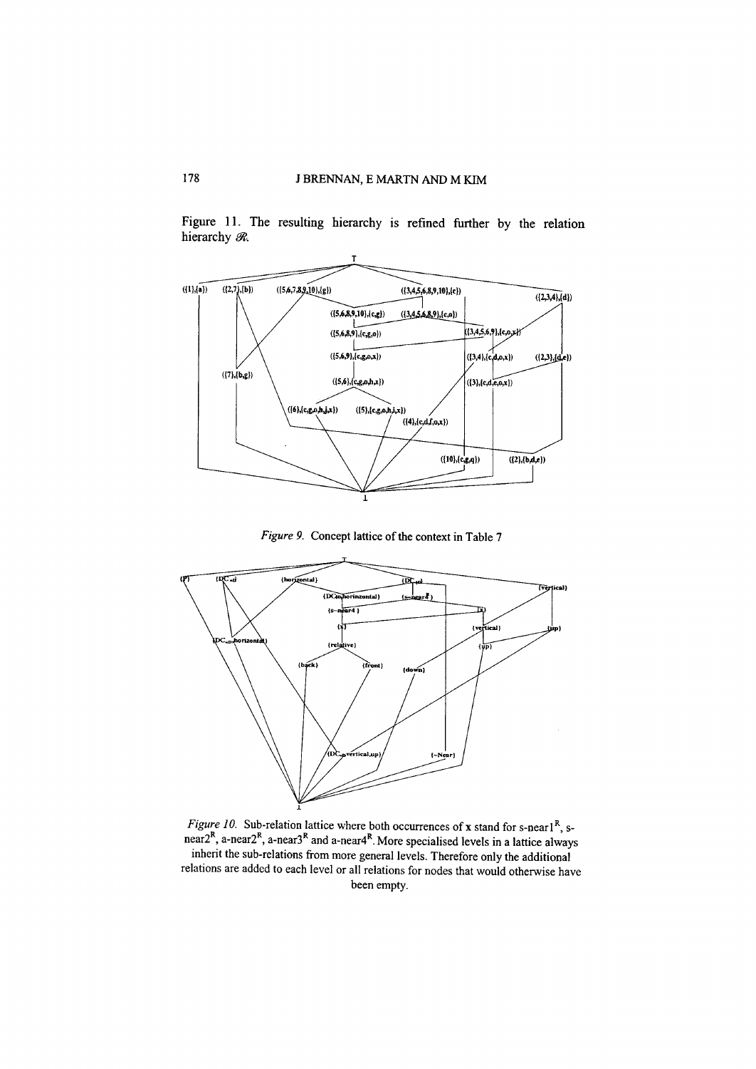Figure 11. The resulting hierarchy is refined further by the relation hierarchy $\mathscr{R}$.

*Figure 9.* Concept lattice of the context in Table 7

*Figure 10.* Sub-relation lattice where both occurrences of **x** stand for s-near1$^R$, s-near2$^R$, a-near2$^R$, a-near3$^R$ and a-near4$^R$. More specialised levels in a lattice always inherit the sub-relations from more general levels. Therefore only the additional relations are added to each level or all relations for nodes that would otherwise have been empty.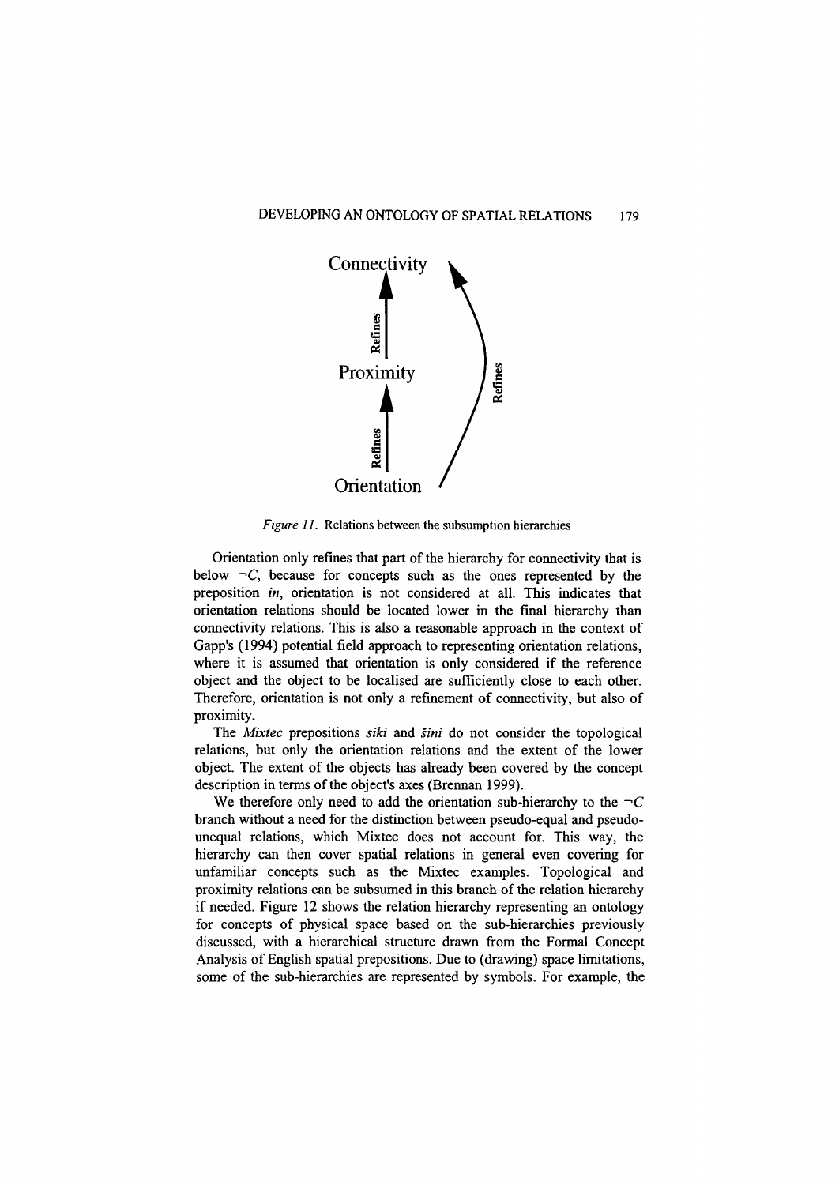Connectivity

Refines

Proximity

Refines

Refines

Orientation

*Figure 11.* Relations between the subsumption hierarchies

Orientation only refines that part of the hierarchy for connectivity that is below $\neg C$, because for concepts such as the ones represented by the preposition *in*, orientation is not considered at all. This indicates that orientation relations should be located lower in the final hierarchy than connectivity relations. This is also a reasonable approach in the context of Gapp's (1994) potential field approach to representing orientation relations, where it is assumed that orientation is only considered if the reference object and the object to be localised are sufficiently close to each other. Therefore, orientation is not only a refinement of connectivity, but also of proximity.

The *Mixtec* prepositions *siki* and *šini* do not consider the topological relations, but only the orientation relations and the extent of the lower object. The extent of the objects has already been covered by the concept description in terms of the object's axes (Brennan 1999).

We therefore only need to add the orientation sub-hierarchy to the $\neg C$ branch without a need for the distinction between pseudo-equal and pseudo-unequal relations, which Mixtec does not account for. This way, the hierarchy can then cover spatial relations in general even covering for unfamiliar concepts such as the Mixtec examples. Topological and proximity relations can be subsumed in this branch of the relation hierarchy if needed. Figure 12 shows the relation hierarchy representing an ontology for concepts of physical space based on the sub-hierarchies previously discussed, with a hierarchical structure drawn from the Formal Concept Analysis of English spatial prepositions. Due to (drawing) space limitations, some of the sub-hierarchies are represented by symbols. For example, the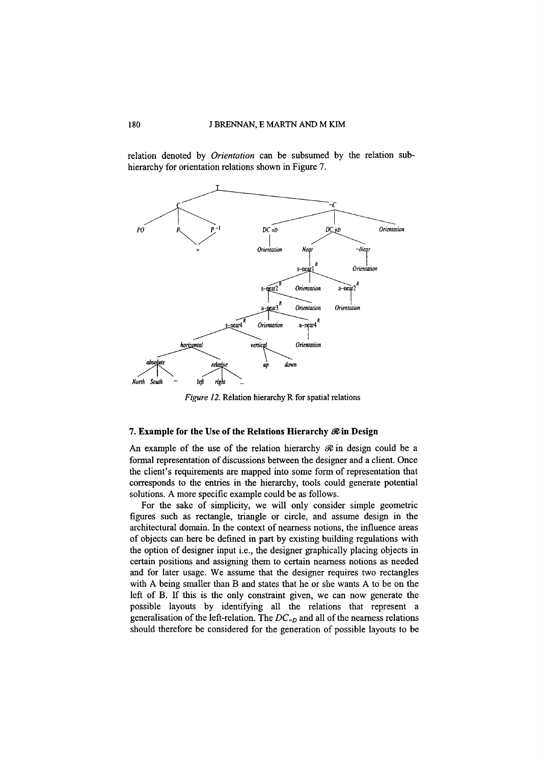relation denoted by *Orientation* can be subsumed by the relation sub-hierarchy for orientation relations shown in Figure 7.

*Figure 12.* Relation hierarchy R for spatial relations

## 7. Example for the Use of the Relations Hierarchy $\mathcal{R}$ in Design

An example of the use of the relation hierarchy $\mathcal{R}$ in design could be a formal representation of discussions between the designer and a client. Once the client's requirements are mapped into some form of representation that corresponds to the entries in the hierarchy, tools could generate potential solutions. A more specific example could be as follows.

For the sake of simplicity, we will only consider simple geometric figures such as rectangle, triangle or circle, and assume design in the architectural domain. In the context of nearness notions, the influence areas of objects can here be defined in part by existing building regulations with the option of designer input i.e., the designer graphically placing objects in certain positions and assigning them to certain nearness notions as needed and for later usage. We assume that the designer requires two rectangles with A being smaller than B and states that he or she wants A to be on the left of B. If this is the only constraint given, we can now generate the possible layouts by identifying all the relations that represent a generalisation of the left-relation. The $DC_{=D}$ and all of the nearness relations should therefore be considered for the generation of possible layouts to be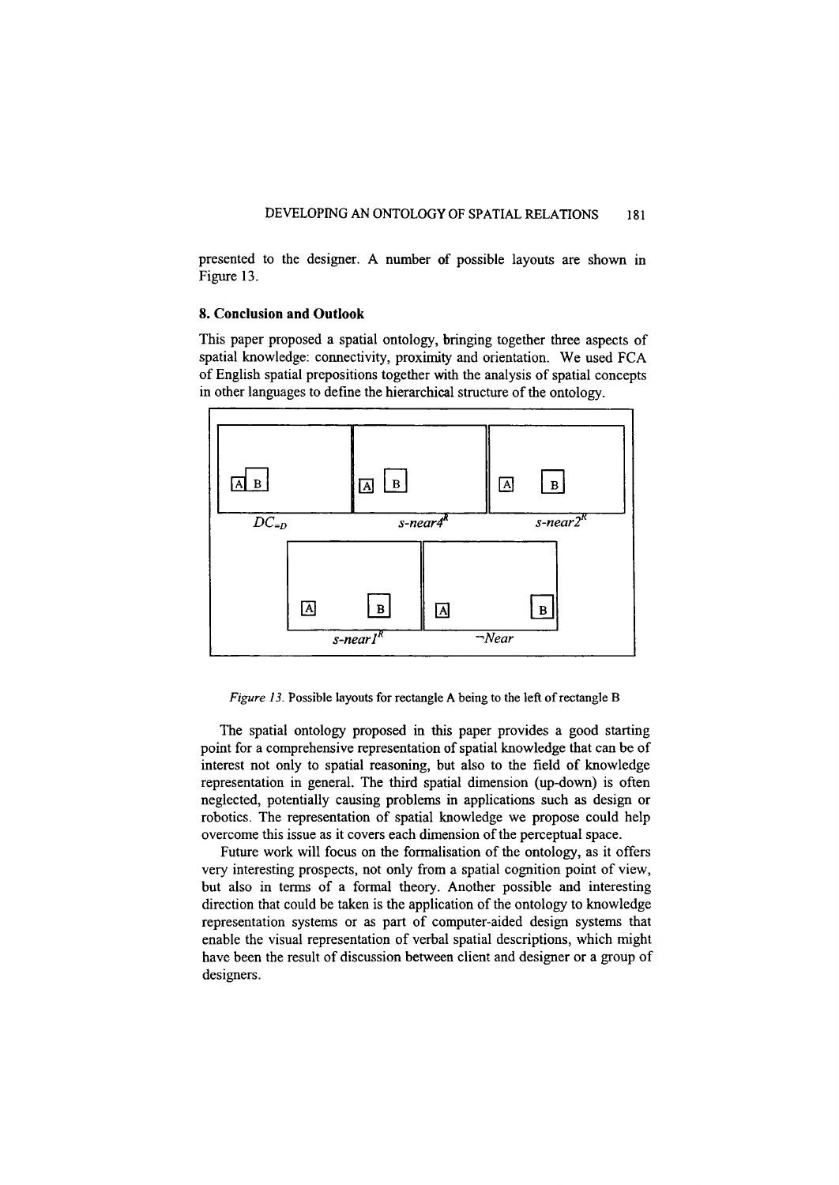presented to the designer. A number of possible layouts are shown in Figure 13.

## 8. Conclusion and Outlook

This paper proposed a spatial ontology, bringing together three aspects of spatial knowledge: connectivity, proximity and orientation. We used FCA of English spatial prepositions together with the analysis of spatial concepts in other languages to define the hierarchical structure of the ontology.

A B | A B | A B
$DC_{=D}$ | $s\text{-}near4^R$ | $s\text{-}near2^R$

A B | A B
$s\text{-}near1^R$ | $\neg Near$

*Figure 13.* Possible layouts for rectangle A being to the left of rectangle B

The spatial ontology proposed in this paper provides a good starting point for a comprehensive representation of spatial knowledge that can be of interest not only to spatial reasoning, but also to the field of knowledge representation in general. The third spatial dimension (up-down) is often neglected, potentially causing problems in applications such as design or robotics. The representation of spatial knowledge we propose could help overcome this issue as it covers each dimension of the perceptual space.

Future work will focus on the formalisation of the ontology, as it offers very interesting prospects, not only from a spatial cognition point of view, but also in terms of a formal theory. Another possible and interesting direction that could be taken is the application of the ontology to knowledge representation systems or as part of computer-aided design systems that enable the visual representation of verbal spatial descriptions, which might have been the result of discussion between client and designer or a group of designers.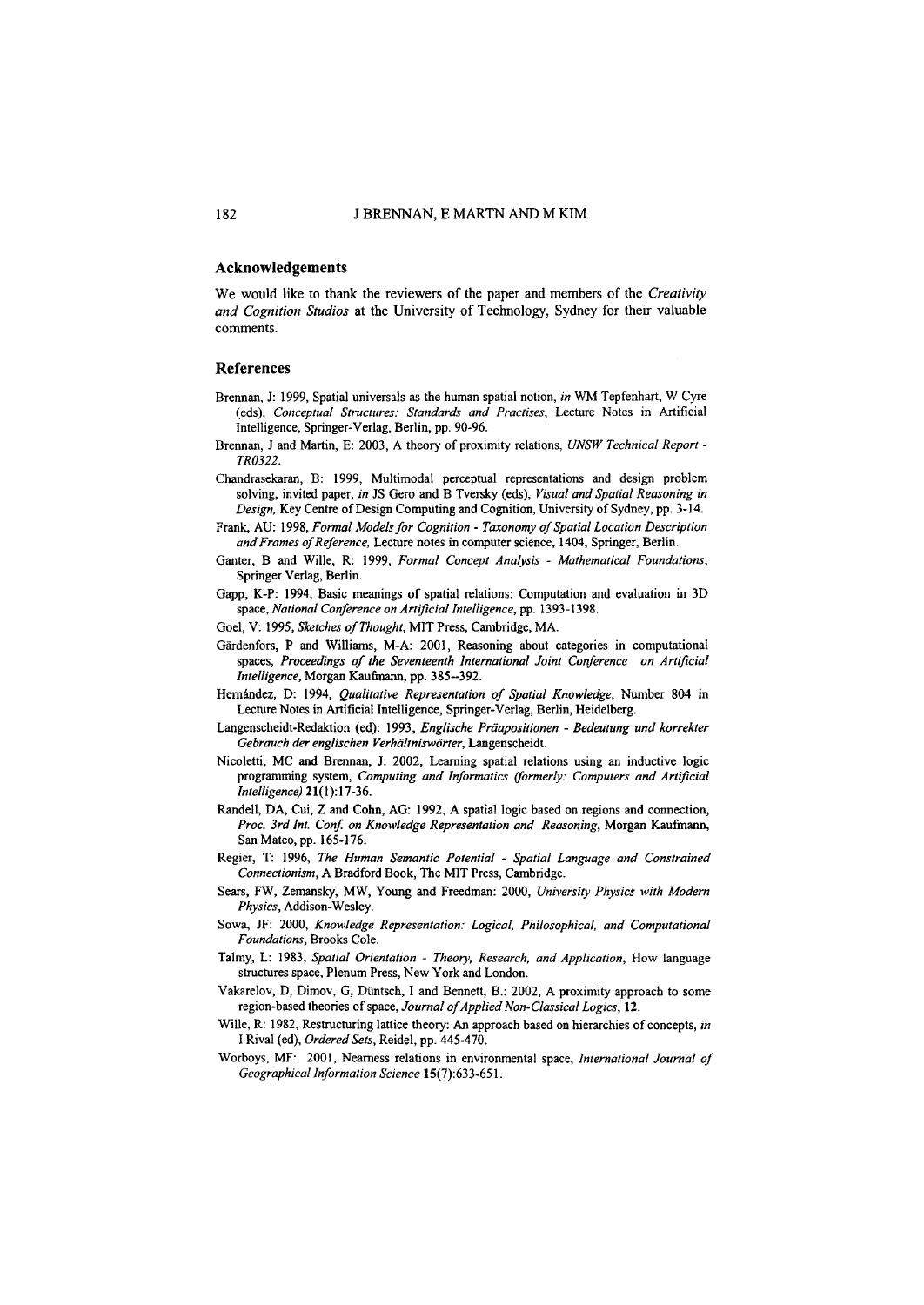## Acknowledgements

We would like to thank the reviewers of the paper and members of the *Creativity and Cognition Studios* at the University of Technology, Sydney for their valuable comments.

## References

Brennan, J: 1999, Spatial universals as the human spatial notion, *in* WM Tepfenhart, W Cyre (eds), *Conceptual Structures: Standards and Practises*, Lecture Notes in Artificial Intelligence, Springer-Verlag, Berlin, pp. 90-96.

Brennan, J and Martin, E: 2003, A theory of proximity relations, *UNSW Technical Report - TR0322*.

Chandrasekaran, B: 1999, Multimodal perceptual representations and design problem solving, invited paper, *in* JS Gero and B Tversky (eds), *Visual and Spatial Reasoning in Design*, Key Centre of Design Computing and Cognition, University of Sydney, pp. 3-14.

Frank, AU: 1998, *Formal Models for Cognition - Taxonomy of Spatial Location Description and Frames of Reference*, Lecture notes in computer science, 1404, Springer, Berlin.

Ganter, B and Wille, R: 1999, *Formal Concept Analysis - Mathematical Foundations*, Springer Verlag, Berlin.

Gapp, K-P: 1994, Basic meanings of spatial relations: Computation and evaluation in 3D space, *National Conference on Artificial Intelligence*, pp. 1393-1398.

Goel, V: 1995, *Sketches of Thought*, MIT Press, Cambridge, MA.

Gärdenfors, P and Williams, M-A: 2001, Reasoning about categories in computational spaces, *Proceedings of the Seventeenth International Joint Conference on Artificial Intelligence*, Morgan Kaufmann, pp. 385--392.

Hernández, D: 1994, *Qualitative Representation of Spatial Knowledge*, Number 804 in Lecture Notes in Artificial Intelligence, Springer-Verlag, Berlin, Heidelberg.

Langenscheidt-Redaktion (ed): 1993, *Englische Präapositionen - Bedeutung und korrekter Gebrauch der englischen Verhältniswörter*, Langenscheidt.

Nicoletti, MC and Brennan, J: 2002, Learning spatial relations using an inductive logic programming system, *Computing and Informatics (formerly: Computers and Artificial Intelligence)* **21**(1):17-36.

Randell, DA, Cui, Z and Cohn, AG: 1992, A spatial logic based on regions and connection, *Proc. 3rd Int. Conf. on Knowledge Representation and Reasoning*, Morgan Kaufmann, San Mateo, pp. 165-176.

Regier, T: 1996, *The Human Semantic Potential - Spatial Language and Constrained Connectionism*, A Bradford Book, The MIT Press, Cambridge.

Sears, FW, Zemansky, MW, Young and Freedman: 2000, *University Physics with Modern Physics*, Addison-Wesley.

Sowa, JF: 2000, *Knowledge Representation: Logical, Philosophical, and Computational Foundations*, Brooks Cole.

Talmy, L: 1983, *Spatial Orientation - Theory, Research, and Application*, How language structures space, Plenum Press, New York and London.

Vakarelov, D, Dimov, G, Düntsch, I and Bennett, B.: 2002, A proximity approach to some region-based theories of space, *Journal of Applied Non-Classical Logics*, **12**.

Wille, R: 1982, Restructuring lattice theory: An approach based on hierarchies of concepts, *in* I Rival (ed), *Ordered Sets*, Reidel, pp. 445-470.

Worboys, MF: 2001, Nearness relations in environmental space, *International Journal of Geographical Information Science* **15**(7):633-651.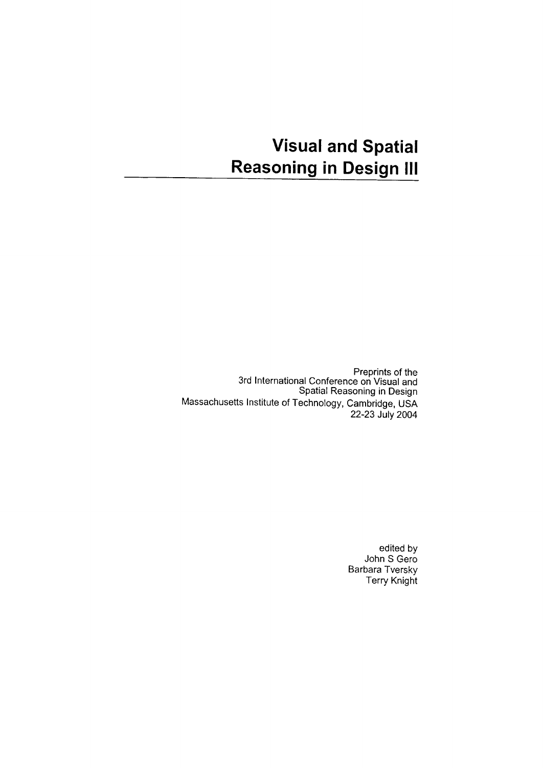# Visual and Spatial Reasoning in Design III

Preprints of the
3rd International Conference on Visual and
Spatial Reasoning in Design
Massachusetts Institute of Technology, Cambridge, USA
22-23 July 2004

edited by
John S Gero
Barbara Tversky
Terry Knight